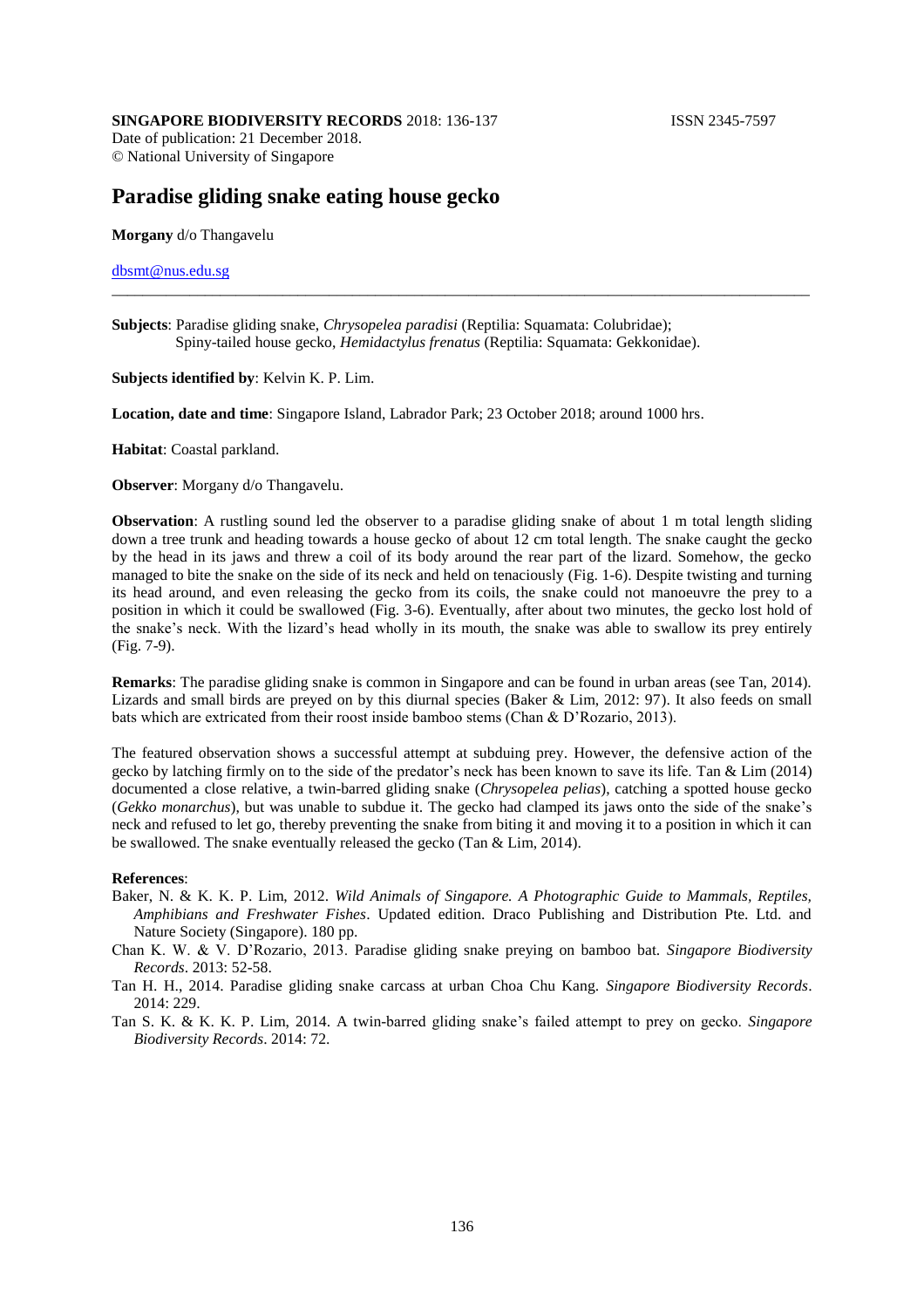**SINGAPORE BIODIVERSITY RECORDS** 2018: 136-137 ISSN 2345-7597

Date of publication: 21 December 2018.
© National University of Singapore

# Paradise gliding snake eating house gecko

**Morgany** d/o Thangavelu

dbsmt@nus.edu.sg

---

**Subjects**: Paradise gliding snake, *Chrysopelea paradisi* (Reptilia: Squamata: Colubridae);
Spiny-tailed house gecko, *Hemidactylus frenatus* (Reptilia: Squamata: Gekkonidae).

**Subjects identified by**: Kelvin K. P. Lim.

**Location, date and time**: Singapore Island, Labrador Park; 23 October 2018; around 1000 hrs.

**Habitat**: Coastal parkland.

**Observer**: Morgany d/o Thangavelu.

**Observation**: A rustling sound led the observer to a paradise gliding snake of about 1 m total length sliding down a tree trunk and heading towards a house gecko of about 12 cm total length. The snake caught the gecko by the head in its jaws and threw a coil of its body around the rear part of the lizard. Somehow, the gecko managed to bite the snake on the side of its neck and held on tenaciously (Fig. 1-6). Despite twisting and turning its head around, and even releasing the gecko from its coils, the snake could not manoeuvre the prey to a position in which it could be swallowed (Fig. 3-6). Eventually, after about two minutes, the gecko lost hold of the snake's neck. With the lizard's head wholly in its mouth, the snake was able to swallow its prey entirely (Fig. 7-9).

**Remarks**: The paradise gliding snake is common in Singapore and can be found in urban areas (see Tan, 2014). Lizards and small birds are preyed on by this diurnal species (Baker & Lim, 2012: 97). It also feeds on small bats which are extricated from their roost inside bamboo stems (Chan & D'Rozario, 2013).

The featured observation shows a successful attempt at subduing prey. However, the defensive action of the gecko by latching firmly on to the side of the predator's neck has been known to save its life. Tan & Lim (2014) documented a close relative, a twin-barred gliding snake (*Chrysopelea pelias*), catching a spotted house gecko (*Gekko monarchus*), but was unable to subdue it. The gecko had clamped its jaws onto the side of the snake's neck and refused to let go, thereby preventing the snake from biting it and moving it to a position in which it can be swallowed. The snake eventually released the gecko (Tan & Lim, 2014).

**References**:

Baker, N. & K. K. P. Lim, 2012. *Wild Animals of Singapore. A Photographic Guide to Mammals, Reptiles, Amphibians and Freshwater Fishes*. Updated edition. Draco Publishing and Distribution Pte. Ltd. and Nature Society (Singapore). 180 pp.

Chan K. W. & V. D'Rozario, 2013. Paradise gliding snake preying on bamboo bat. *Singapore Biodiversity Records*. 2013: 52-58.

Tan H. H., 2014. Paradise gliding snake carcass at urban Choa Chu Kang. *Singapore Biodiversity Records*. 2014: 229.

Tan S. K. & K. K. P. Lim, 2014. A twin-barred gliding snake's failed attempt to prey on gecko. *Singapore Biodiversity Records*. 2014: 72.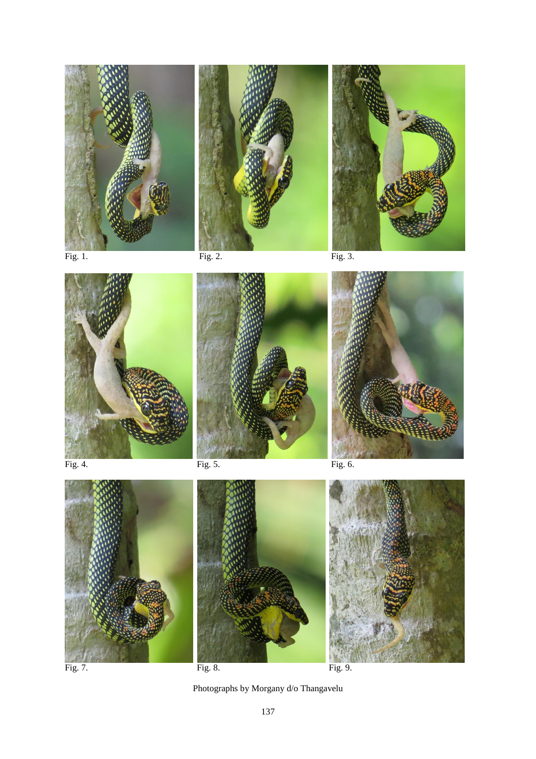Fig. 1.

Fig. 2.

Fig. 3.

Fig. 4.

Fig. 5.

Fig. 6.

Fig. 7.

Fig. 8.

Fig. 9.

Photographs by Morgany d/o Thangavelu